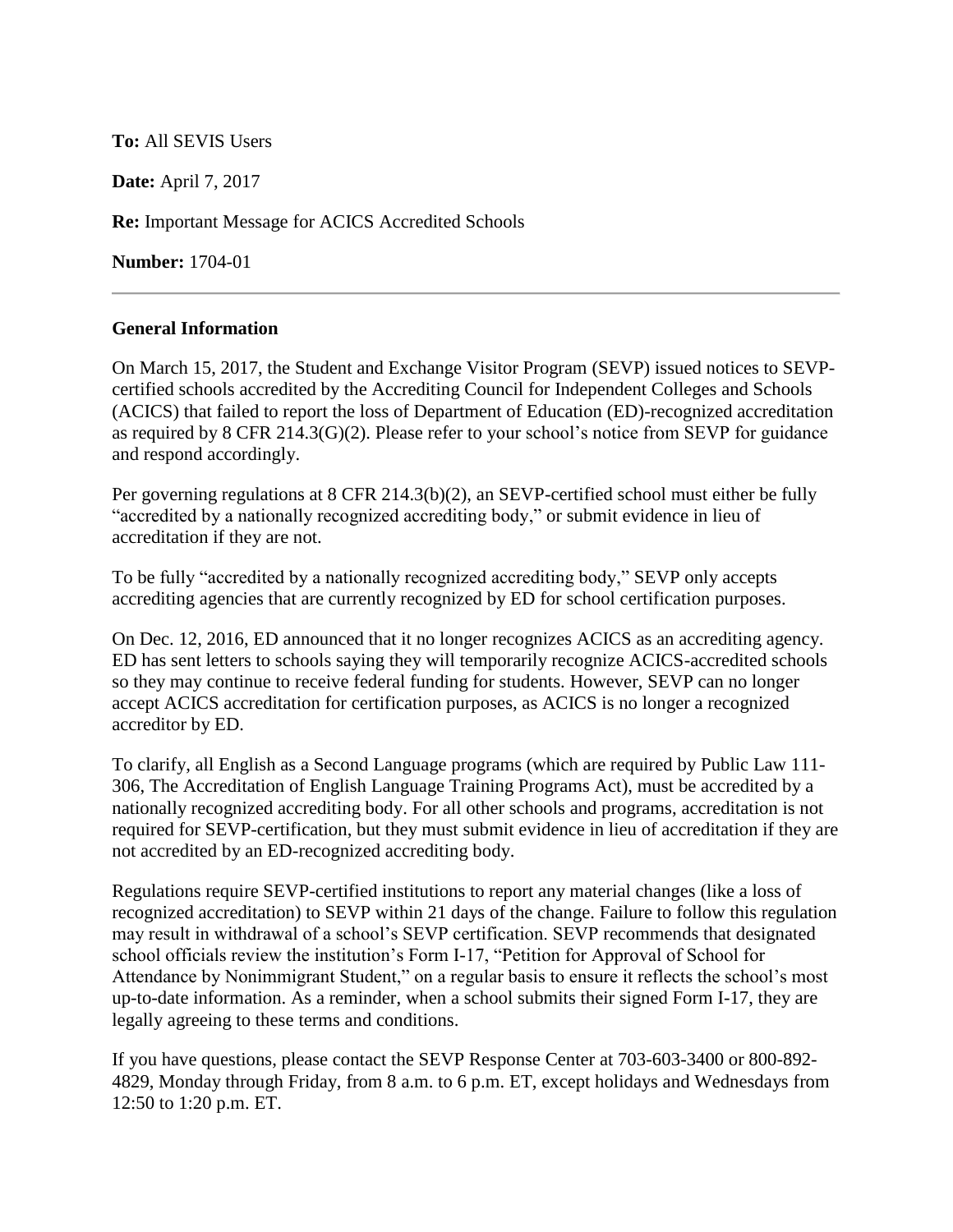**To:** All SEVIS Users

**Date:** April 7, 2017

**Re:** Important Message for ACICS Accredited Schools

**Number:** 1704-01

---

### General Information

On March 15, 2017, the Student and Exchange Visitor Program (SEVP) issued notices to SEVP-certified schools accredited by the Accrediting Council for Independent Colleges and Schools (ACICS) that failed to report the loss of Department of Education (ED)-recognized accreditation as required by 8 CFR 214.3(G)(2). Please refer to your school's notice from SEVP for guidance and respond accordingly.

Per governing regulations at 8 CFR 214.3(b)(2), an SEVP-certified school must either be fully "accredited by a nationally recognized accrediting body," or submit evidence in lieu of accreditation if they are not.

To be fully "accredited by a nationally recognized accrediting body," SEVP only accepts accrediting agencies that are currently recognized by ED for school certification purposes.

On Dec. 12, 2016, ED announced that it no longer recognizes ACICS as an accrediting agency. ED has sent letters to schools saying they will temporarily recognize ACICS-accredited schools so they may continue to receive federal funding for students. However, SEVP can no longer accept ACICS accreditation for certification purposes, as ACICS is no longer a recognized accreditor by ED.

To clarify, all English as a Second Language programs (which are required by Public Law 111-306, The Accreditation of English Language Training Programs Act), must be accredited by a nationally recognized accrediting body. For all other schools and programs, accreditation is not required for SEVP-certification, but they must submit evidence in lieu of accreditation if they are not accredited by an ED-recognized accrediting body.

Regulations require SEVP-certified institutions to report any material changes (like a loss of recognized accreditation) to SEVP within 21 days of the change. Failure to follow this regulation may result in withdrawal of a school's SEVP certification. SEVP recommends that designated school officials review the institution's Form I-17, "Petition for Approval of School for Attendance by Nonimmigrant Student," on a regular basis to ensure it reflects the school's most up-to-date information. As a reminder, when a school submits their signed Form I-17, they are legally agreeing to these terms and conditions.

If you have questions, please contact the SEVP Response Center at 703-603-3400 or 800-892-4829, Monday through Friday, from 8 a.m. to 6 p.m. ET, except holidays and Wednesdays from 12:50 to 1:20 p.m. ET.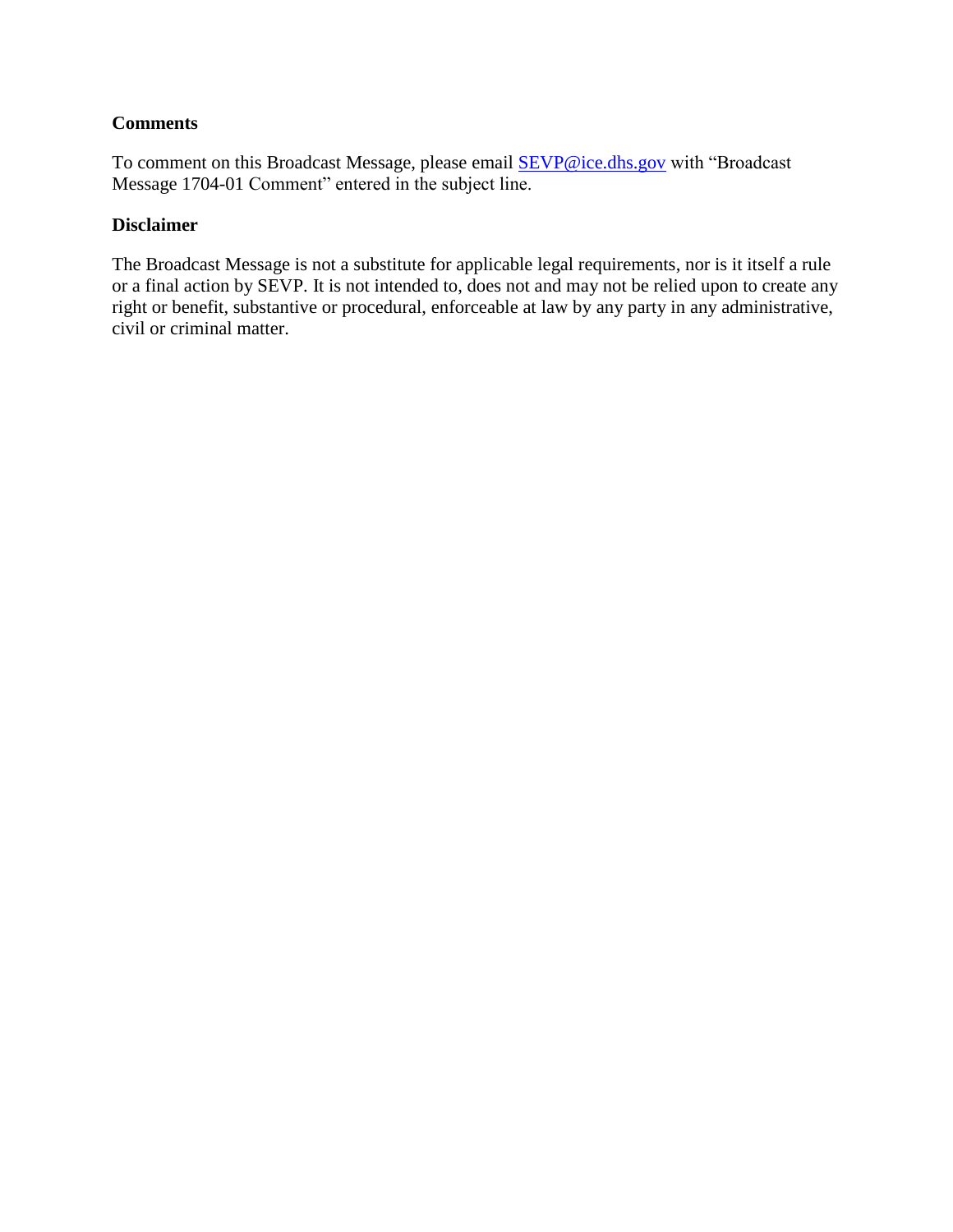## Comments

To comment on this Broadcast Message, please email [SEVP@ice.dhs.gov](mailto:SEVP@ice.dhs.gov) with "Broadcast Message 1704-01 Comment" entered in the subject line.

## Disclaimer

The Broadcast Message is not a substitute for applicable legal requirements, nor is it itself a rule or a final action by SEVP. It is not intended to, does not and may not be relied upon to create any right or benefit, substantive or procedural, enforceable at law by any party in any administrative, civil or criminal matter.